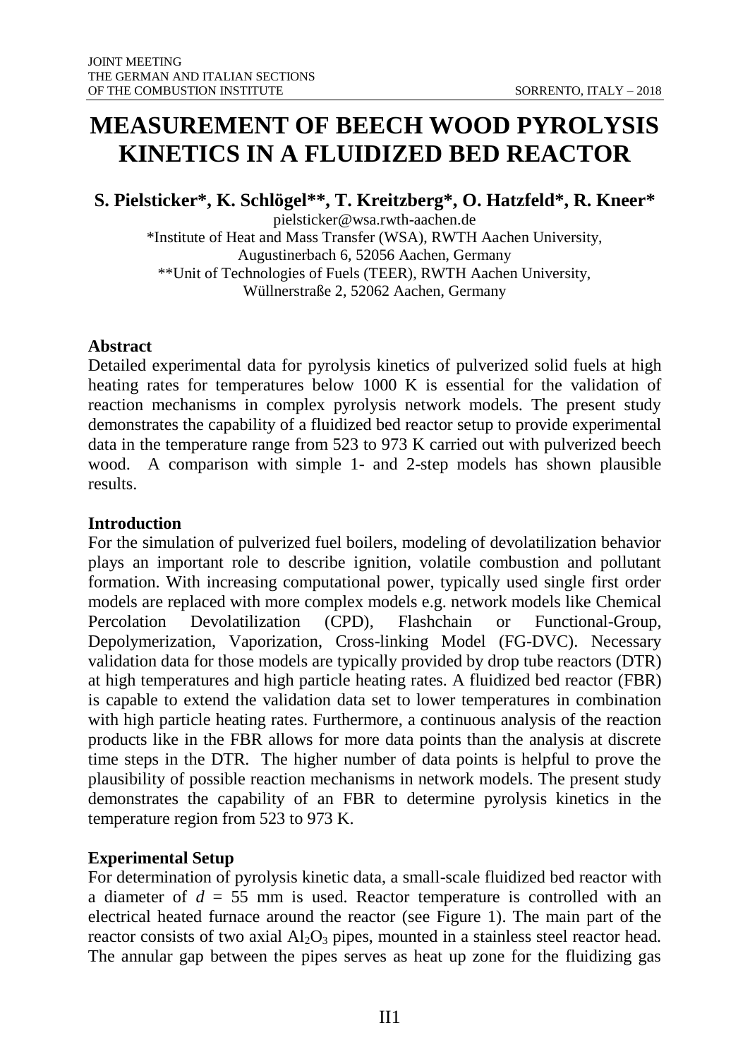# MEASUREMENT OF BEECH WOOD PYROLYSIS KINETICS IN A FLUIDIZED BED REACTOR

**S. Pielsticker\*, K. Schlögel\*\*, T. Kreitzberg\*, O. Hatzfeld\*, R. Kneer\***

pielsticker@wsa.rwth-aachen.de

\*Institute of Heat and Mass Transfer (WSA), RWTH Aachen University, Augustinerbach 6, 52056 Aachen, Germany

\*\*Unit of Technologies of Fuels (TEER), RWTH Aachen University, Wüllnerstraße 2, 52062 Aachen, Germany

## Abstract

Detailed experimental data for pyrolysis kinetics of pulverized solid fuels at high heating rates for temperatures below 1000 K is essential for the validation of reaction mechanisms in complex pyrolysis network models. The present study demonstrates the capability of a fluidized bed reactor setup to provide experimental data in the temperature range from 523 to 973 K carried out with pulverized beech wood. A comparison with simple 1- and 2-step models has shown plausible results.

## Introduction

For the simulation of pulverized fuel boilers, modeling of devolatilization behavior plays an important role to describe ignition, volatile combustion and pollutant formation. With increasing computational power, typically used single first order models are replaced with more complex models e.g. network models like Chemical Percolation Devolatilization (CPD), Flashchain or Functional-Group, Depolymerization, Vaporization, Cross-linking Model (FG-DVC). Necessary validation data for those models are typically provided by drop tube reactors (DTR) at high temperatures and high particle heating rates. A fluidized bed reactor (FBR) is capable to extend the validation data set to lower temperatures in combination with high particle heating rates. Furthermore, a continuous analysis of the reaction products like in the FBR allows for more data points than the analysis at discrete time steps in the DTR. The higher number of data points is helpful to prove the plausibility of possible reaction mechanisms in network models. The present study demonstrates the capability of an FBR to determine pyrolysis kinetics in the temperature region from 523 to 973 K.

## Experimental Setup

For determination of pyrolysis kinetic data, a small-scale fluidized bed reactor with a diameter of $d$ = 55 mm is used. Reactor temperature is controlled with an electrical heated furnace around the reactor (see Figure 1). The main part of the reactor consists of two axial $Al_2O_3$ pipes, mounted in a stainless steel reactor head. The annular gap between the pipes serves as heat up zone for the fluidizing gas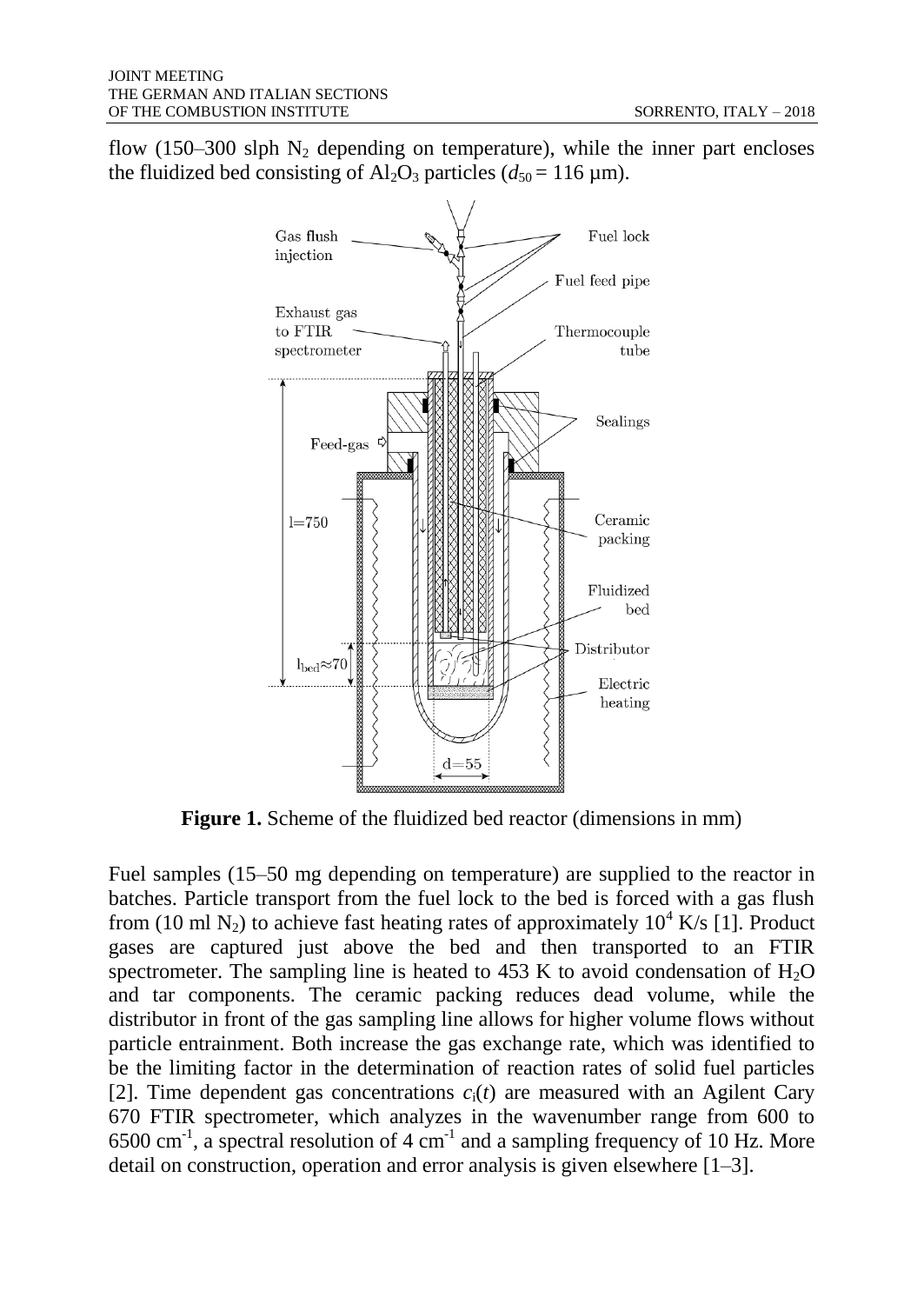flow (150–300 slph $N_2$ depending on temperature), while the inner part encloses the fluidized bed consisting of $Al_2O_3$ particles ($d_{50} = 116$ µm).

**Figure 1.** Scheme of the fluidized bed reactor (dimensions in mm)

Fuel samples (15–50 mg depending on temperature) are supplied to the reactor in batches. Particle transport from the fuel lock to the bed is forced with a gas flush from (10 ml $N_2$) to achieve fast heating rates of approximately $10^4$ K/s [1]. Product gases are captured just above the bed and then transported to an FTIR spectrometer. The sampling line is heated to 453 K to avoid condensation of $H_2O$ and tar components. The ceramic packing reduces dead volume, while the distributor in front of the gas sampling line allows for higher volume flows without particle entrainment. Both increase the gas exchange rate, which was identified to be the limiting factor in the determination of reaction rates of solid fuel particles [2]. Time dependent gas concentrations $c_i(t)$ are measured with an Agilent Cary 670 FTIR spectrometer, which analyzes in the wavenumber range from 600 to 6500 $cm^{-1}$, a spectral resolution of 4 $cm^{-1}$ and a sampling frequency of 10 Hz. More detail on construction, operation and error analysis is given elsewhere [1–3].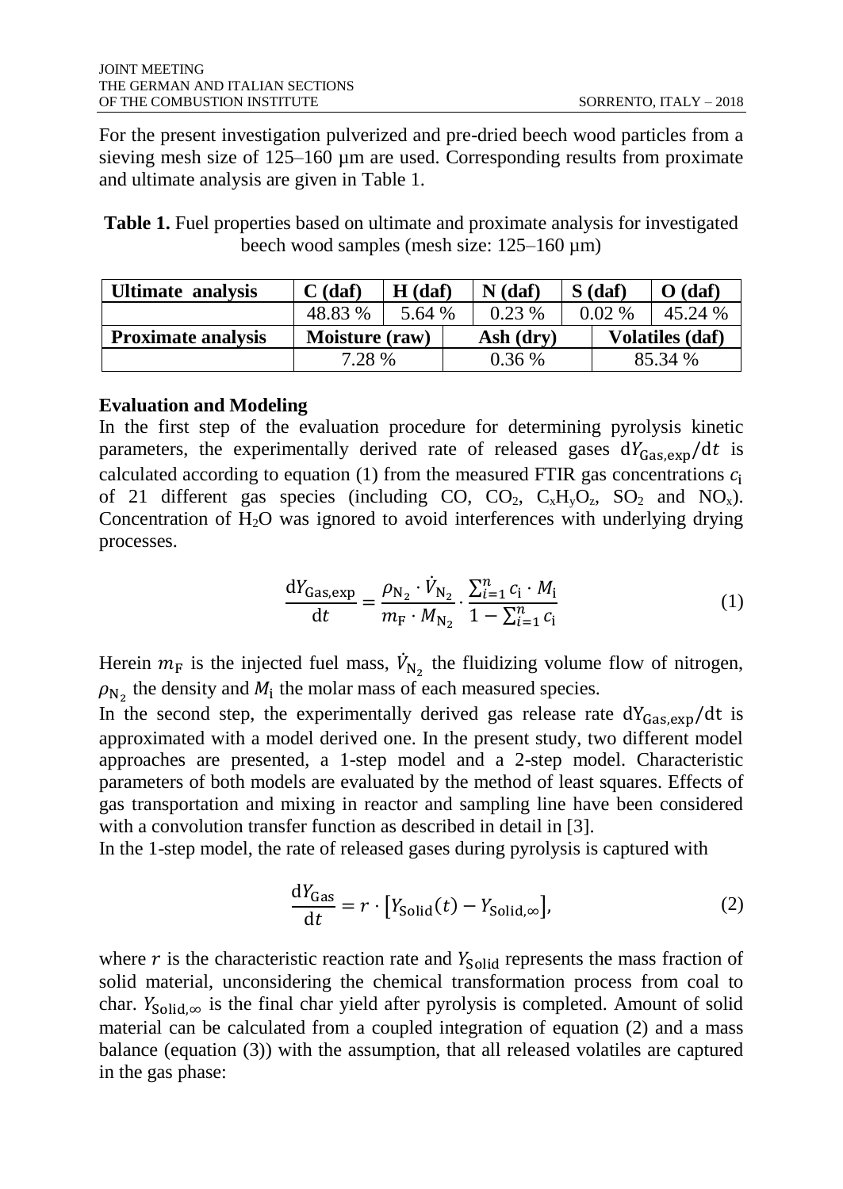For the present investigation pulverized and pre-dried beech wood particles from a sieving mesh size of 125–160 µm are used. Corresponding results from proximate and ultimate analysis are given in Table 1.

**Table 1.** Fuel properties based on ultimate and proximate analysis for investigated beech wood samples (mesh size: 125–160 µm)

| **Ultimate analysis** | **C (daf)** | **H (daf)** | **N (daf)** | **S (daf)** | **O (daf)** |
|---|---|---|---|---|---|
| | 48.83 % | 5.64 % | 0.23 % | 0.02 % | 45.24 % |
| **Proximate analysis** | **Moisture (raw)** | | **Ash (dry)** | **Volatiles (daf)** | |
| | 7.28 % | | 0.36 % | 85.34 % | |

**Evaluation and Modeling**

In the first step of the evaluation procedure for determining pyrolysis kinetic parameters, the experimentally derived rate of released gases $\mathrm{d}Y_{\mathrm{Gas,exp}}/\mathrm{d}t$ is calculated according to equation (1) from the measured FTIR gas concentrations $c_{\mathrm{i}}$ of 21 different gas species (including CO, $CO_2$, $C_xH_yO_z$, $SO_2$ and $NO_x$). Concentration of $H_2O$ was ignored to avoid interferences with underlying drying processes.

$$\frac{\mathrm{d}Y_{\mathrm{Gas,exp}}}{\mathrm{d}t} = \frac{\rho_{\mathrm{N_2}} \cdot \dot{V}_{\mathrm{N_2}}}{m_{\mathrm{F}} \cdot M_{\mathrm{N_2}}} \cdot \frac{\sum_{i=1}^{n} c_{\mathrm{i}} \cdot M_{\mathrm{i}}}{1 - \sum_{i=1}^{n} c_{\mathrm{i}}} \tag{1}$$

Herein $m_{\mathrm{F}}$ is the injected fuel mass, $\dot{V}_{\mathrm{N_2}}$ the fluidizing volume flow of nitrogen, $\rho_{\mathrm{N_2}}$ the density and $M_{\mathrm{i}}$ the molar mass of each measured species.

In the second step, the experimentally derived gas release rate $\mathrm{dY_{Gas,exp}/dt}$ is approximated with a model derived one. In the present study, two different model approaches are presented, a 1-step model and a 2-step model. Characteristic parameters of both models are evaluated by the method of least squares. Effects of gas transportation and mixing in reactor and sampling line have been considered with a convolution transfer function as described in detail in [3].

In the 1-step model, the rate of released gases during pyrolysis is captured with

$$\frac{\mathrm{d}Y_{\mathrm{Gas}}}{\mathrm{d}t} = r \cdot \left[Y_{\mathrm{Solid}}(t) - Y_{\mathrm{Solid},\infty}\right], \tag{2}$$

where $r$ is the characteristic reaction rate and $Y_{\mathrm{Solid}}$ represents the mass fraction of solid material, unconsidering the chemical transformation process from coal to char. $Y_{\mathrm{Solid},\infty}$ is the final char yield after pyrolysis is completed. Amount of solid material can be calculated from a coupled integration of equation (2) and a mass balance (equation (3)) with the assumption, that all released volatiles are captured in the gas phase: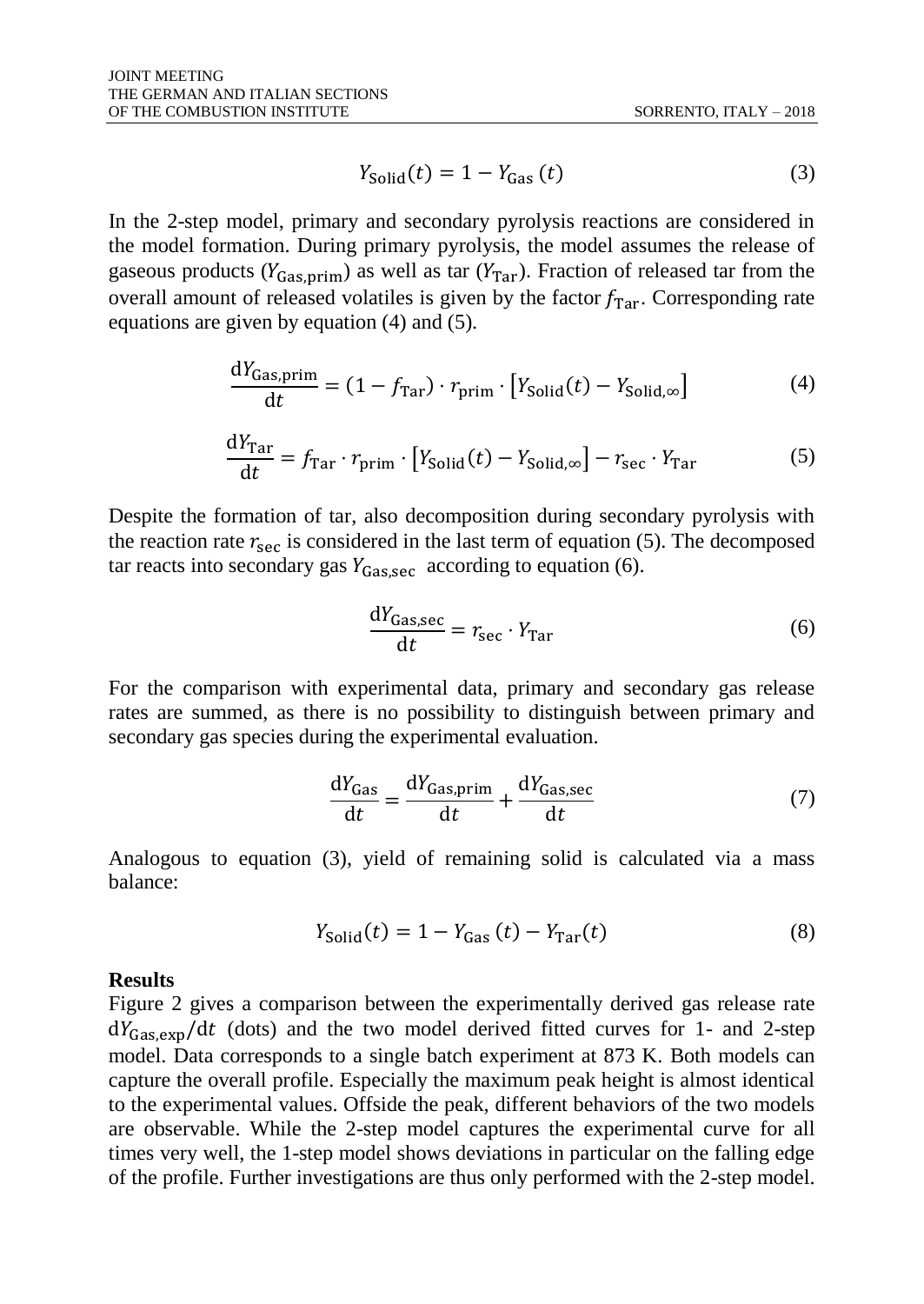$$Y_{\text{Solid}}(t) = 1 - Y_{\text{Gas}}(t) \tag{3}$$

In the 2-step model, primary and secondary pyrolysis reactions are considered in the model formation. During primary pyrolysis, the model assumes the release of gaseous products ($Y_{\text{Gas,prim}}$) as well as tar ($Y_{\text{Tar}}$). Fraction of released tar from the overall amount of released volatiles is given by the factor $f_{\text{Tar}}$. Corresponding rate equations are given by equation (4) and (5).

$$\frac{\mathrm{d}Y_{\text{Gas,prim}}}{\mathrm{d}t} = (1 - f_{\text{Tar}}) \cdot r_{\text{prim}} \cdot \left[Y_{\text{Solid}}(t) - Y_{\text{Solid},\infty}\right] \tag{4}$$

$$\frac{\mathrm{d}Y_{\text{Tar}}}{\mathrm{d}t} = f_{\text{Tar}} \cdot r_{\text{prim}} \cdot \left[Y_{\text{Solid}}(t) - Y_{\text{Solid},\infty}\right] - r_{\text{sec}} \cdot Y_{\text{Tar}} \tag{5}$$

Despite the formation of tar, also decomposition during secondary pyrolysis with the reaction rate $r_{\text{sec}}$ is considered in the last term of equation (5). The decomposed tar reacts into secondary gas $Y_{\text{Gas,sec}}$ according to equation (6).

$$\frac{\mathrm{d}Y_{\text{Gas,sec}}}{\mathrm{d}t} = r_{\text{sec}} \cdot Y_{\text{Tar}} \tag{6}$$

For the comparison with experimental data, primary and secondary gas release rates are summed, as there is no possibility to distinguish between primary and secondary gas species during the experimental evaluation.

$$\frac{\mathrm{d}Y_{\text{Gas}}}{\mathrm{d}t} = \frac{\mathrm{d}Y_{\text{Gas,prim}}}{\mathrm{d}t} + \frac{\mathrm{d}Y_{\text{Gas,sec}}}{\mathrm{d}t} \tag{7}$$

Analogous to equation (3), yield of remaining solid is calculated via a mass balance:

$$Y_{\text{Solid}}(t) = 1 - Y_{\text{Gas}}(t) - Y_{\text{Tar}}(t) \tag{8}$$

## Results

Figure 2 gives a comparison between the experimentally derived gas release rate $\mathrm{d}Y_{\text{Gas,exp}}/\mathrm{d}t$ (dots) and the two model derived fitted curves for 1- and 2-step model. Data corresponds to a single batch experiment at 873 K. Both models can capture the overall profile. Especially the maximum peak height is almost identical to the experimental values. Offside the peak, different behaviors of the two models are observable. While the 2-step model captures the experimental curve for all times very well, the 1-step model shows deviations in particular on the falling edge of the profile. Further investigations are thus only performed with the 2-step model.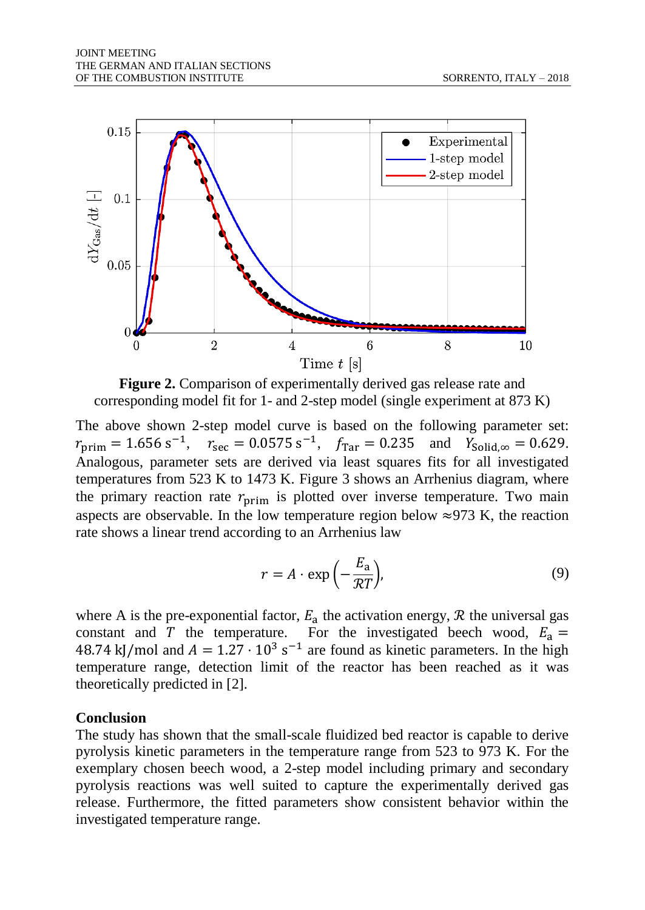**Figure 2.** Comparison of experimentally derived gas release rate and corresponding model fit for 1- and 2-step model (single experiment at 873 K)

The above shown 2-step model curve is based on the following parameter set: $r_{\mathrm{prim}} = 1.656\ \mathrm{s}^{-1}$, $r_{\mathrm{sec}} = 0.0575\ \mathrm{s}^{-1}$, $f_{\mathrm{Tar}} = 0.235$ and $Y_{\mathrm{Solid},\infty} = 0.629$. Analogous, parameter sets are derived via least squares fits for all investigated temperatures from 523 K to 1473 K. Figure 3 shows an Arrhenius diagram, where the primary reaction rate $r_{\mathrm{prim}}$ is plotted over inverse temperature. Two main aspects are observable. In the low temperature region below ≈973 K, the reaction rate shows a linear trend according to an Arrhenius law

$$r = A \cdot \exp\left(-\frac{E_{\mathrm{a}}}{\mathcal{R}T}\right), \tag{9}$$

where A is the pre-exponential factor, $E_{\mathrm{a}}$ the activation energy, $\mathcal{R}$ the universal gas constant and $T$ the temperature. For the investigated beech wood, $E_{\mathrm{a}} = 48.74\ \mathrm{kJ/mol}$ and $A = 1.27 \cdot 10^{3}\ \mathrm{s}^{-1}$ are found as kinetic parameters. In the high temperature range, detection limit of the reactor has been reached as it was theoretically predicted in [2].

## Conclusion

The study has shown that the small-scale fluidized bed reactor is capable to derive pyrolysis kinetic parameters in the temperature range from 523 to 973 K. For the exemplary chosen beech wood, a 2-step model including primary and secondary pyrolysis reactions was well suited to capture the experimentally derived gas release. Furthermore, the fitted parameters show consistent behavior within the investigated temperature range.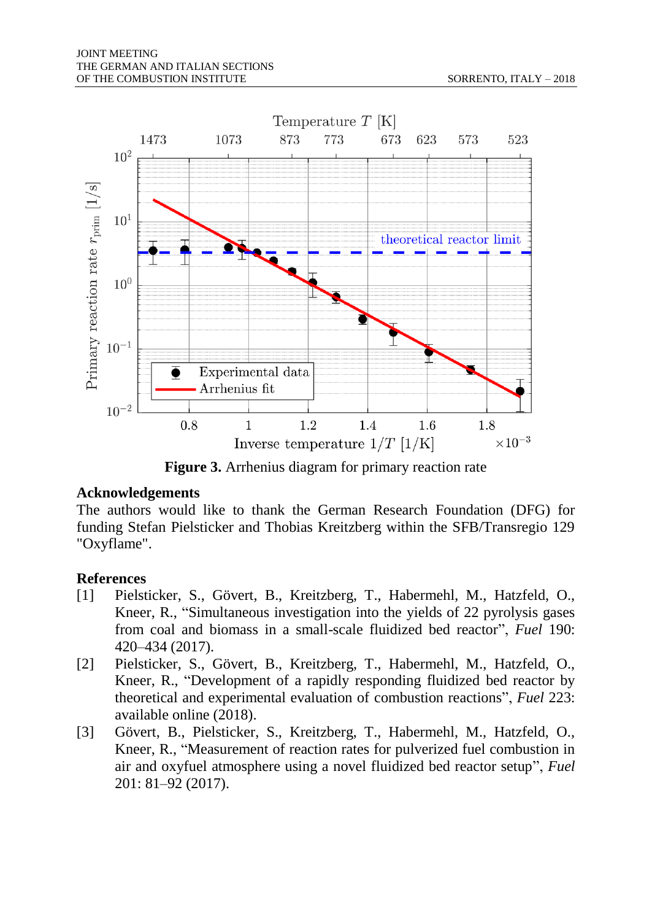Temperature $T$ [K]

1473 1073 873 773 673 623 573 523

Primary reaction rate $r_{\text{prim}}$ [1/s]

$10^2$

$10^1$

$10^0$

$10^{-1}$

$10^{-2}$

theoretical reactor limit

Experimental data

Arrhenius fit

0.8 1 1.2 1.4 1.6 1.8

Inverse temperature $1/T$ [1/K] $\times 10^{-3}$

**Figure 3.** Arrhenius diagram for primary reaction rate

## Acknowledgements

The authors would like to thank the German Research Foundation (DFG) for funding Stefan Pielsticker and Thobias Kreitzberg within the SFB/Transregio 129 "Oxyflame".

## References

[1] Pielsticker, S., Gövert, B., Kreitzberg, T., Habermehl, M., Hatzfeld, O., Kneer, R., "Simultaneous investigation into the yields of 22 pyrolysis gases from coal and biomass in a small-scale fluidized bed reactor", *Fuel* 190: 420–434 (2017).

[2] Pielsticker, S., Gövert, B., Kreitzberg, T., Habermehl, M., Hatzfeld, O., Kneer, R., "Development of a rapidly responding fluidized bed reactor by theoretical and experimental evaluation of combustion reactions", *Fuel* 223: available online (2018).

[3] Gövert, B., Pielsticker, S., Kreitzberg, T., Habermehl, M., Hatzfeld, O., Kneer, R., "Measurement of reaction rates for pulverized fuel combustion in air and oxyfuel atmosphere using a novel fluidized bed reactor setup", *Fuel* 201: 81–92 (2017).